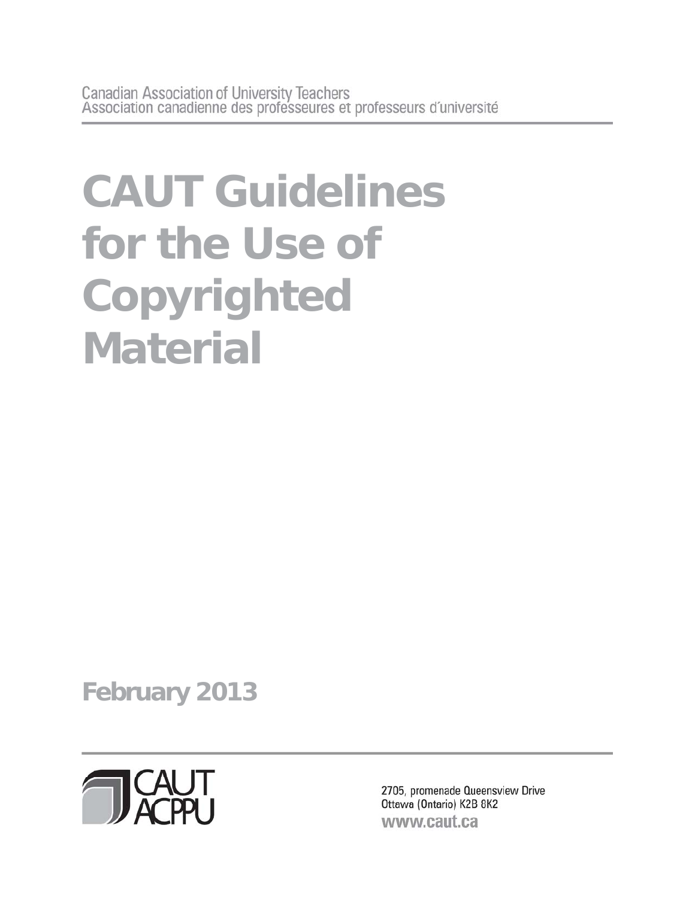Canadian Association of University Teachers
Association canadienne des professeures et professeurs d'université

# CAUT Guidelines for the Use of Copyrighted Material

**February 2013**

CAUT
ACPPU

2705, promenade Queensview Drive
Ottawa (Ontario) K2B 8K2
www.caut.ca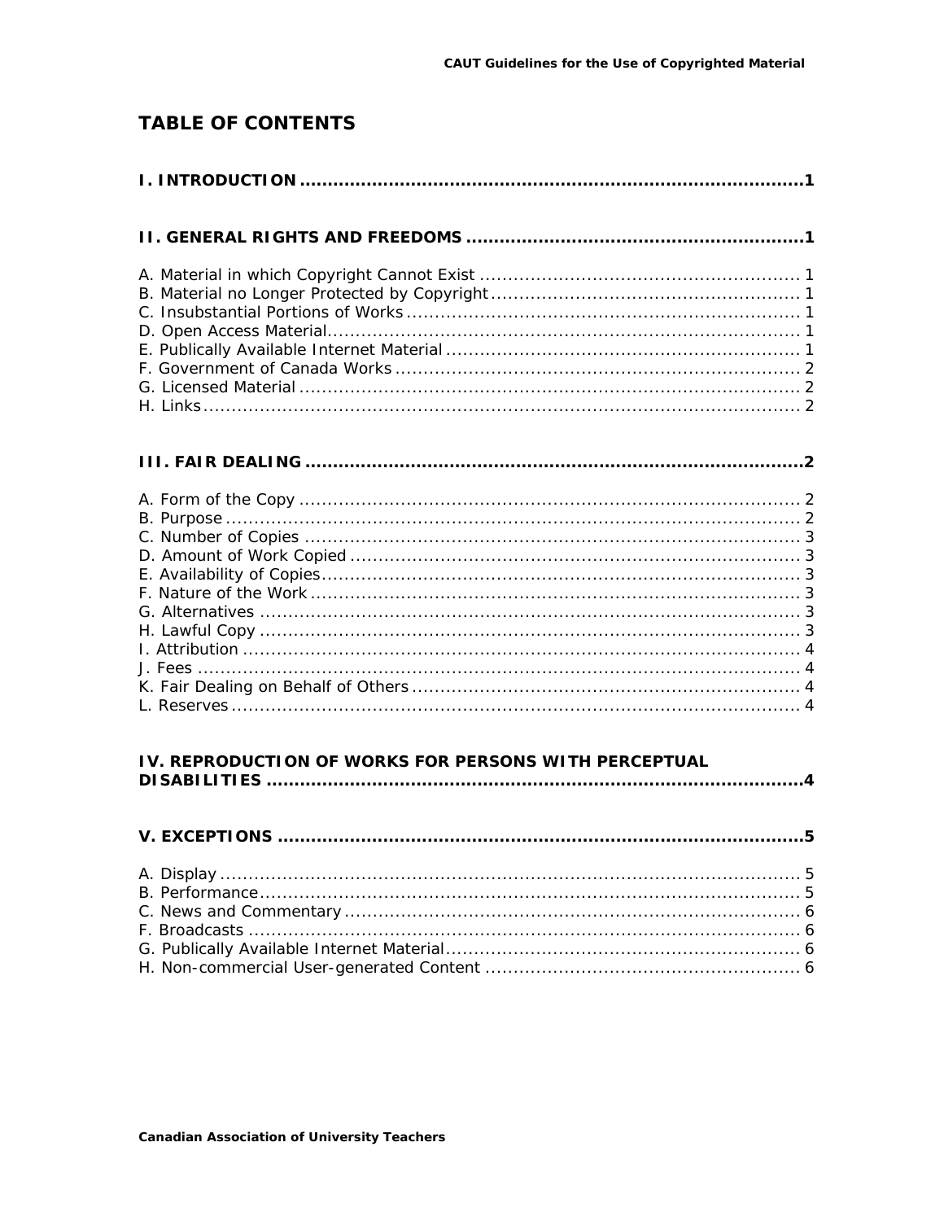# TABLE OF CONTENTS

**I. INTRODUCTION ........................................................................................1**

**II. GENERAL RIGHTS AND FREEDOMS ...........................................................1**

A. Material in which Copyright Cannot Exist ........................................................ 1
B. Material no Longer Protected by Copyright ...................................................... 1
C. Insubstantial Portions of Works ..................................................................... 1
D. Open Access Material.................................................................................. 1
E. Publically Available Internet Material .............................................................. 1
F. Government of Canada Works ....................................................................... 2
G. Licensed Material ........................................................................................ 2
H. Links.......................................................................................................... 2

**III. FAIR DEALING .......................................................................................2**

A. Form of the Copy ........................................................................................ 2
B. Purpose ..................................................................................................... 2
C. Number of Copies ....................................................................................... 3
D. Amount of Work Copied ............................................................................... 3
E. Availability of Copies.................................................................................... 3
F. Nature of the Work ...................................................................................... 3
G. Alternatives ............................................................................................... 3
H. Lawful Copy ............................................................................................... 3
I. Attribution .................................................................................................. 4
J. Fees .......................................................................................................... 4
K. Fair Dealing on Behalf of Others .................................................................... 4
L. Reserves .................................................................................................... 4

**IV. REPRODUCTION OF WORKS FOR PERSONS WITH PERCEPTUAL DISABILITIES ...............................................................................................4**

**V. EXCEPTIONS ............................................................................................5**

A. Display ...................................................................................................... 5
B. Performance............................................................................................... 5
C. News and Commentary ................................................................................ 6
F. Broadcasts ................................................................................................. 6
G. Publically Available Internet Material.............................................................. 6
H. Non-commercial User-generated Content ....................................................... 6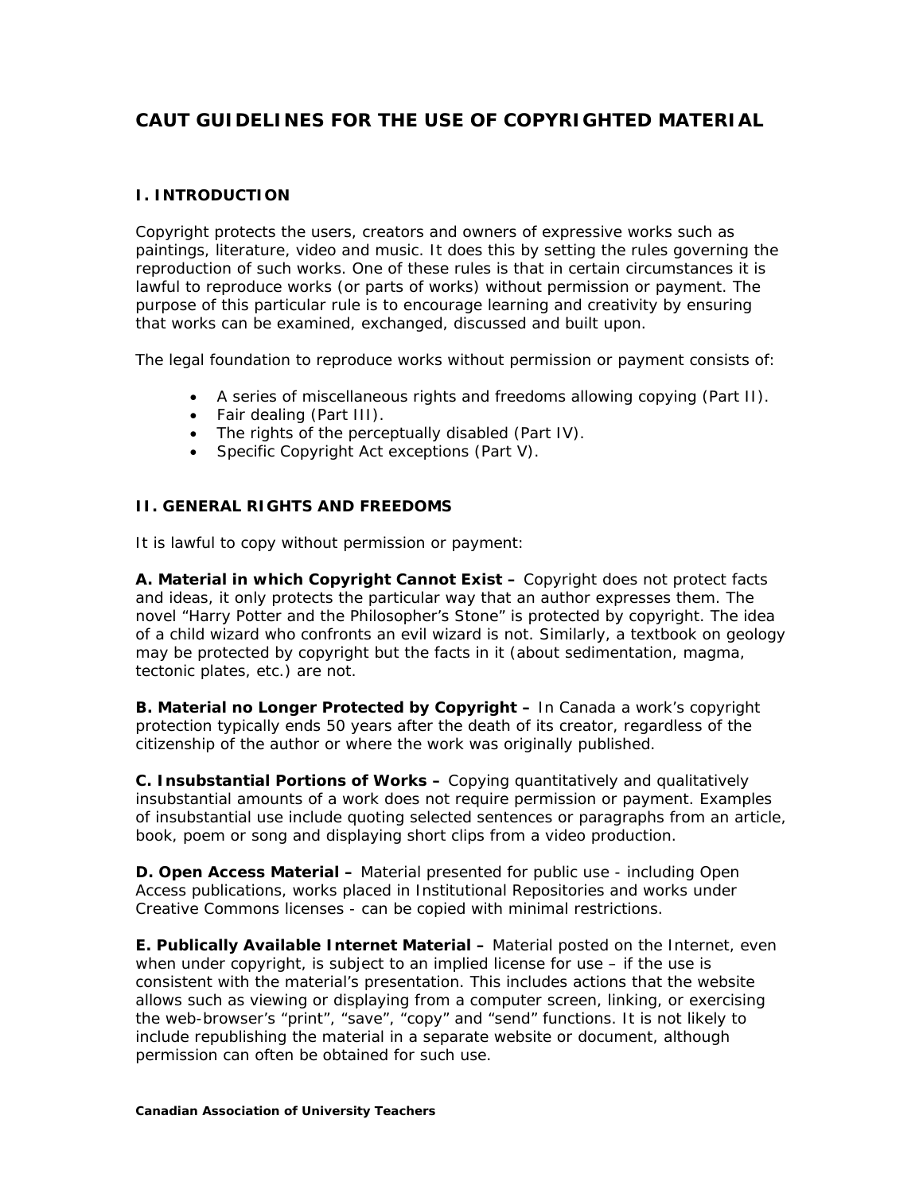# CAUT GUIDELINES FOR THE USE OF COPYRIGHTED MATERIAL

## I. INTRODUCTION

Copyright protects the users, creators and owners of expressive works such as paintings, literature, video and music. It does this by setting the rules governing the reproduction of such works. One of these rules is that in certain circumstances it is lawful to reproduce works (or parts of works) without permission or payment. The purpose of this particular rule is to encourage learning and creativity by ensuring that works can be examined, exchanged, discussed and built upon.

The legal foundation to reproduce works without permission or payment consists of:

- A series of miscellaneous rights and freedoms allowing copying (Part II).
- Fair dealing (Part III).
- The rights of the perceptually disabled (Part IV).
- Specific Copyright Act exceptions (Part V).

## II. GENERAL RIGHTS AND FREEDOMS

It is lawful to copy without permission or payment:

**A. Material in which Copyright Cannot Exist –** Copyright does not protect facts and ideas, it only protects the particular way that an author expresses them. The novel "Harry Potter and the Philosopher's Stone" is protected by copyright. The idea of a child wizard who confronts an evil wizard is not. Similarly, a textbook on geology may be protected by copyright but the facts in it (about sedimentation, magma, tectonic plates, etc.) are not.

**B. Material no Longer Protected by Copyright –** In Canada a work's copyright protection typically ends 50 years after the death of its creator, regardless of the citizenship of the author or where the work was originally published.

**C. Insubstantial Portions of Works –** Copying quantitatively and qualitatively insubstantial amounts of a work does not require permission or payment. Examples of insubstantial use include quoting selected sentences or paragraphs from an article, book, poem or song and displaying short clips from a video production.

**D. Open Access Material –** Material presented for public use - including Open Access publications, works placed in Institutional Repositories and works under Creative Commons licenses - can be copied with minimal restrictions.

**E. Publically Available Internet Material –** Material posted on the Internet, even when under copyright, is subject to an implied license for use – if the use is consistent with the material's presentation. This includes actions that the website allows such as viewing or displaying from a computer screen, linking, or exercising the web-browser's "print", "save", "copy" and "send" functions. It is not likely to include republishing the material in a separate website or document, although permission can often be obtained for such use.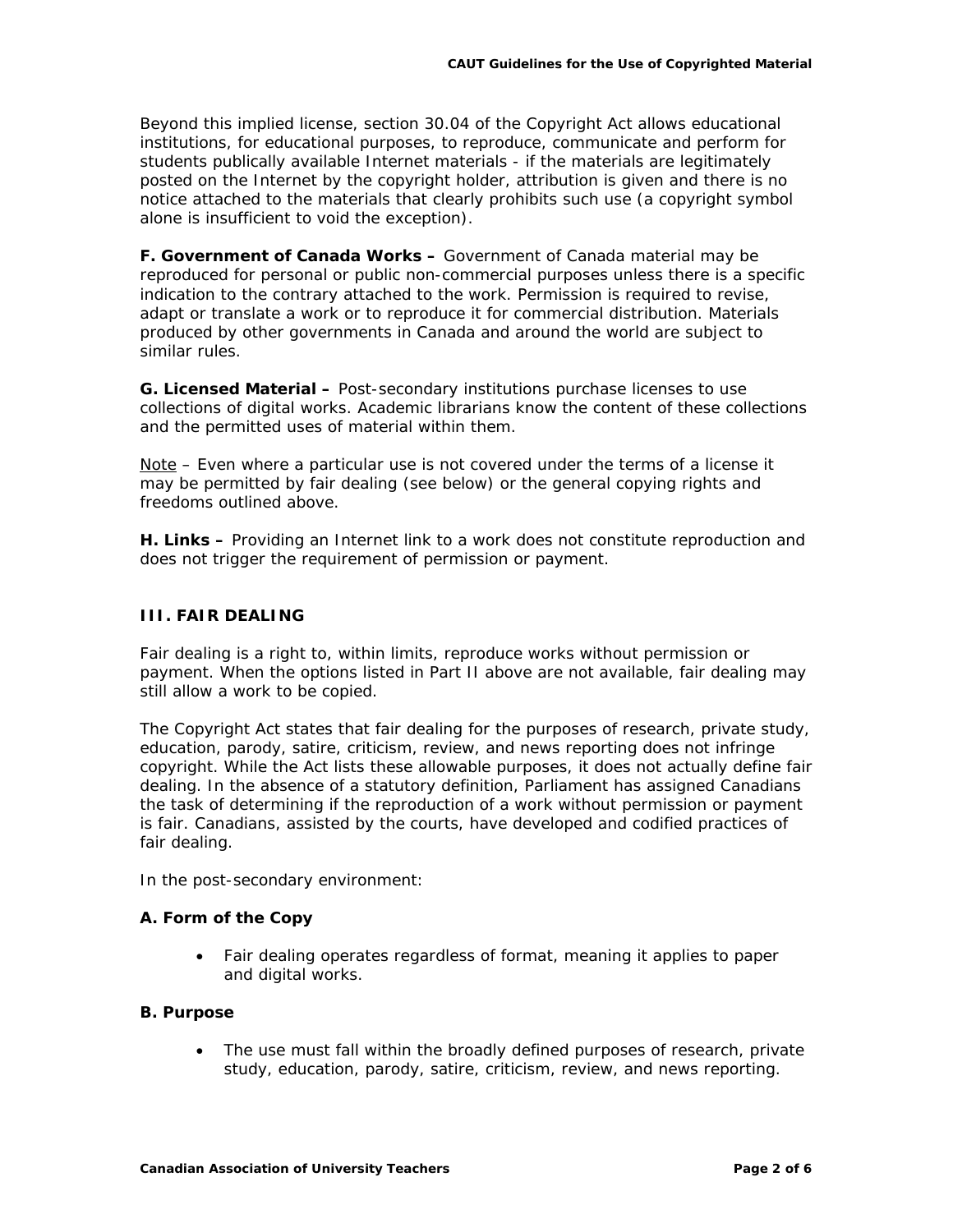Beyond this implied license, section 30.04 of the Copyright Act allows educational institutions, for educational purposes, to reproduce, communicate and perform for students publically available Internet materials - if the materials are legitimately posted on the Internet by the copyright holder, attribution is given and there is no notice attached to the materials that clearly prohibits such use (a copyright symbol alone is insufficient to void the exception).

**F. Government of Canada Works –** Government of Canada material may be reproduced for personal or public non-commercial purposes unless there is a specific indication to the contrary attached to the work. Permission is required to revise, adapt or translate a work or to reproduce it for commercial distribution. Materials produced by other governments in Canada and around the world are subject to similar rules.

**G. Licensed Material –** Post-secondary institutions purchase licenses to use collections of digital works. Academic librarians know the content of these collections and the permitted uses of material within them.

Note – Even where a particular use is not covered under the terms of a license it may be permitted by fair dealing (see below) or the general copying rights and freedoms outlined above.

**H. Links –** Providing an Internet link to a work does not constitute reproduction and does not trigger the requirement of permission or payment.

## III. FAIR DEALING

Fair dealing is a right to, within limits, reproduce works without permission or payment. When the options listed in Part II above are not available, fair dealing may still allow a work to be copied.

The Copyright Act states that fair dealing for the purposes of research, private study, education, parody, satire, criticism, review, and news reporting does not infringe copyright. While the Act lists these allowable purposes, it does not actually define fair dealing. In the absence of a statutory definition, Parliament has assigned Canadians the task of determining if the reproduction of a work without permission or payment is fair. Canadians, assisted by the courts, have developed and codified practices of fair dealing.

In the post-secondary environment:

### A. Form of the Copy

- Fair dealing operates regardless of format, meaning it applies to paper and digital works.

### B. Purpose

- The use must fall within the broadly defined purposes of research, private study, education, parody, satire, criticism, review, and news reporting.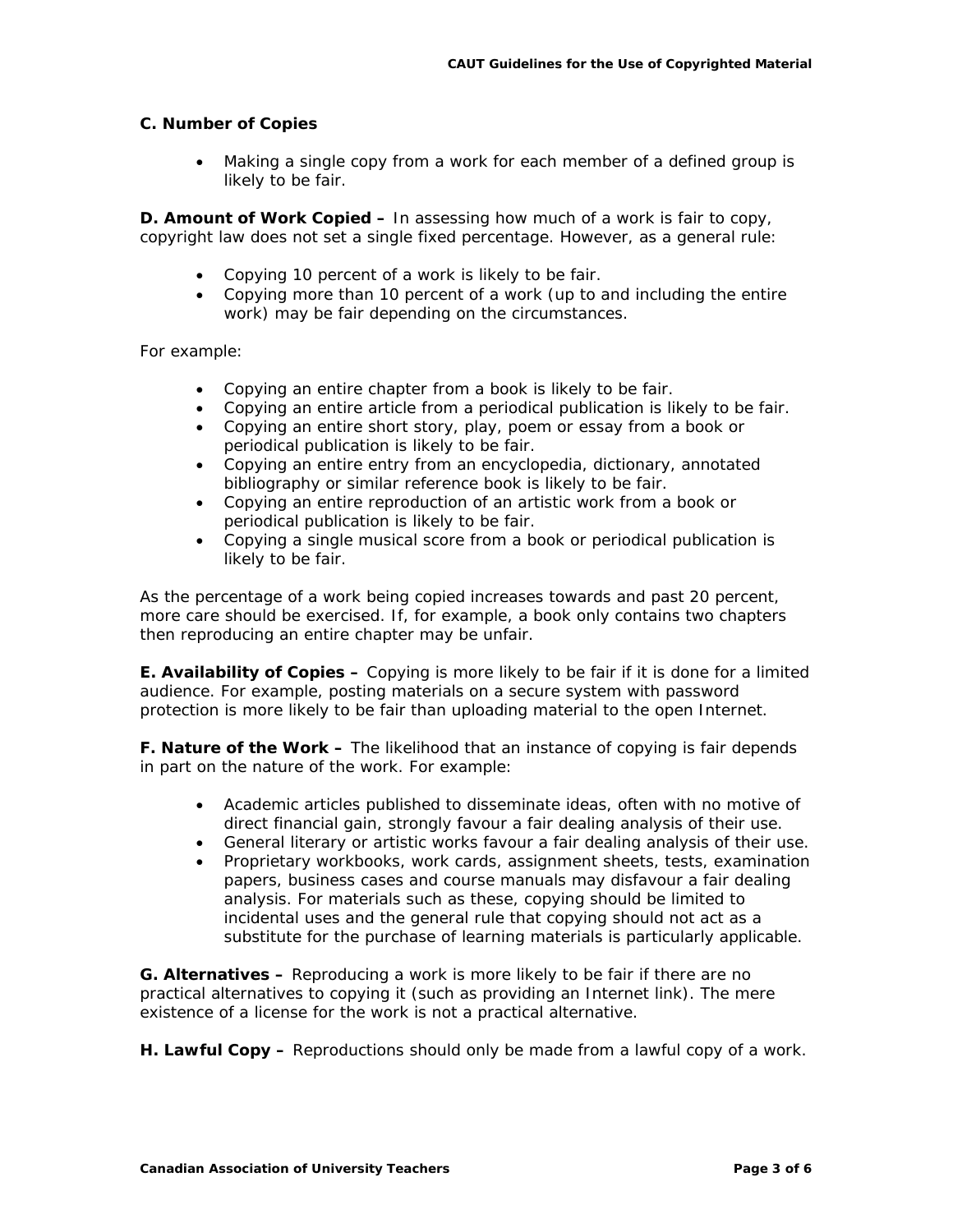**C. Number of Copies**

- Making a single copy from a work for each member of a defined group is likely to be fair.

**D. Amount of Work Copied –** In assessing how much of a work is fair to copy, copyright law does not set a single fixed percentage. However, as a general rule:

- Copying 10 percent of a work is likely to be fair.
- Copying more than 10 percent of a work (up to and including the entire work) may be fair depending on the circumstances.

For example:

- Copying an entire chapter from a book is likely to be fair.
- Copying an entire article from a periodical publication is likely to be fair.
- Copying an entire short story, play, poem or essay from a book or periodical publication is likely to be fair.
- Copying an entire entry from an encyclopedia, dictionary, annotated bibliography or similar reference book is likely to be fair.
- Copying an entire reproduction of an artistic work from a book or periodical publication is likely to be fair.
- Copying a single musical score from a book or periodical publication is likely to be fair.

As the percentage of a work being copied increases towards and past 20 percent, more care should be exercised. If, for example, a book only contains two chapters then reproducing an entire chapter may be unfair.

**E. Availability of Copies –** Copying is more likely to be fair if it is done for a limited audience. For example, posting materials on a secure system with password protection is more likely to be fair than uploading material to the open Internet.

**F. Nature of the Work –** The likelihood that an instance of copying is fair depends in part on the nature of the work. For example:

- Academic articles published to disseminate ideas, often with no motive of direct financial gain, strongly favour a fair dealing analysis of their use.
- General literary or artistic works favour a fair dealing analysis of their use.
- Proprietary workbooks, work cards, assignment sheets, tests, examination papers, business cases and course manuals may disfavour a fair dealing analysis. For materials such as these, copying should be limited to incidental uses and the general rule that copying should not act as a substitute for the purchase of learning materials is particularly applicable.

**G. Alternatives –** Reproducing a work is more likely to be fair if there are no practical alternatives to copying it (such as providing an Internet link). The mere existence of a license for the work is not a practical alternative.

**H. Lawful Copy –** Reproductions should only be made from a lawful copy of a work.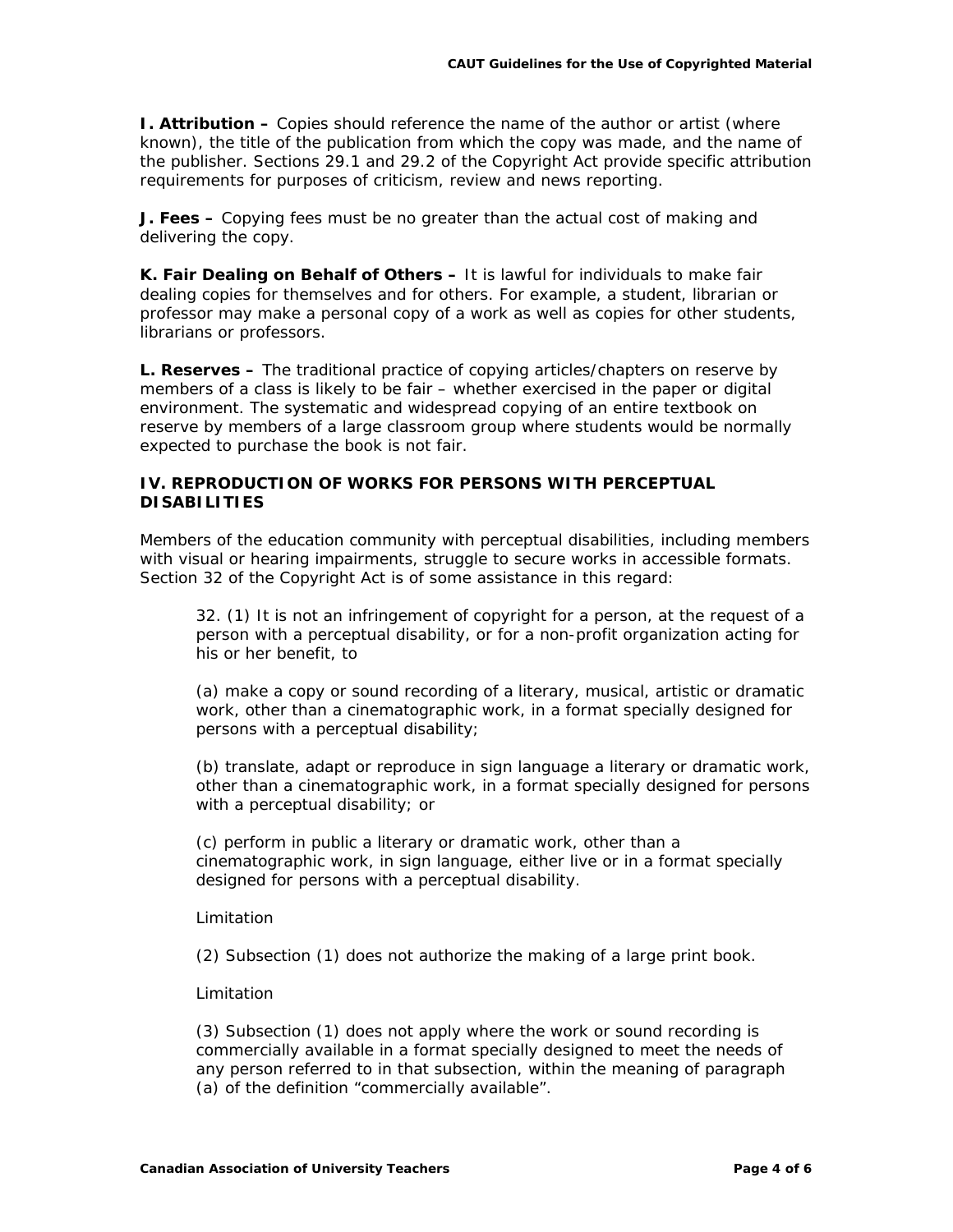**I. Attribution –** Copies should reference the name of the author or artist (where known), the title of the publication from which the copy was made, and the name of the publisher. Sections 29.1 and 29.2 of the Copyright Act provide specific attribution requirements for purposes of criticism, review and news reporting.

**J. Fees –** Copying fees must be no greater than the actual cost of making and delivering the copy.

**K. Fair Dealing on Behalf of Others –** It is lawful for individuals to make fair dealing copies for themselves and for others. For example, a student, librarian or professor may make a personal copy of a work as well as copies for other students, librarians or professors.

**L. Reserves –** The traditional practice of copying articles/chapters on reserve by members of a class is likely to be fair – whether exercised in the paper or digital environment. The systematic and widespread copying of an entire textbook on reserve by members of a large classroom group where students would be normally expected to purchase the book is not fair.

### IV. REPRODUCTION OF WORKS FOR PERSONS WITH PERCEPTUAL DISABILITIES

Members of the education community with perceptual disabilities, including members with visual or hearing impairments, struggle to secure works in accessible formats. Section 32 of the Copyright Act is of some assistance in this regard:

> 32. (1) It is not an infringement of copyright for a person, at the request of a person with a perceptual disability, or for a non-profit organization acting for his or her benefit, to
>
> (a) make a copy or sound recording of a literary, musical, artistic or dramatic work, other than a cinematographic work, in a format specially designed for persons with a perceptual disability;
>
> (b) translate, adapt or reproduce in sign language a literary or dramatic work, other than a cinematographic work, in a format specially designed for persons with a perceptual disability; or
>
> (c) perform in public a literary or dramatic work, other than a cinematographic work, in sign language, either live or in a format specially designed for persons with a perceptual disability.
>
> Limitation
>
> (2) Subsection (1) does not authorize the making of a large print book.
>
> Limitation
>
> (3) Subsection (1) does not apply where the work or sound recording is commercially available in a format specially designed to meet the needs of any person referred to in that subsection, within the meaning of paragraph (a) of the definition "commercially available".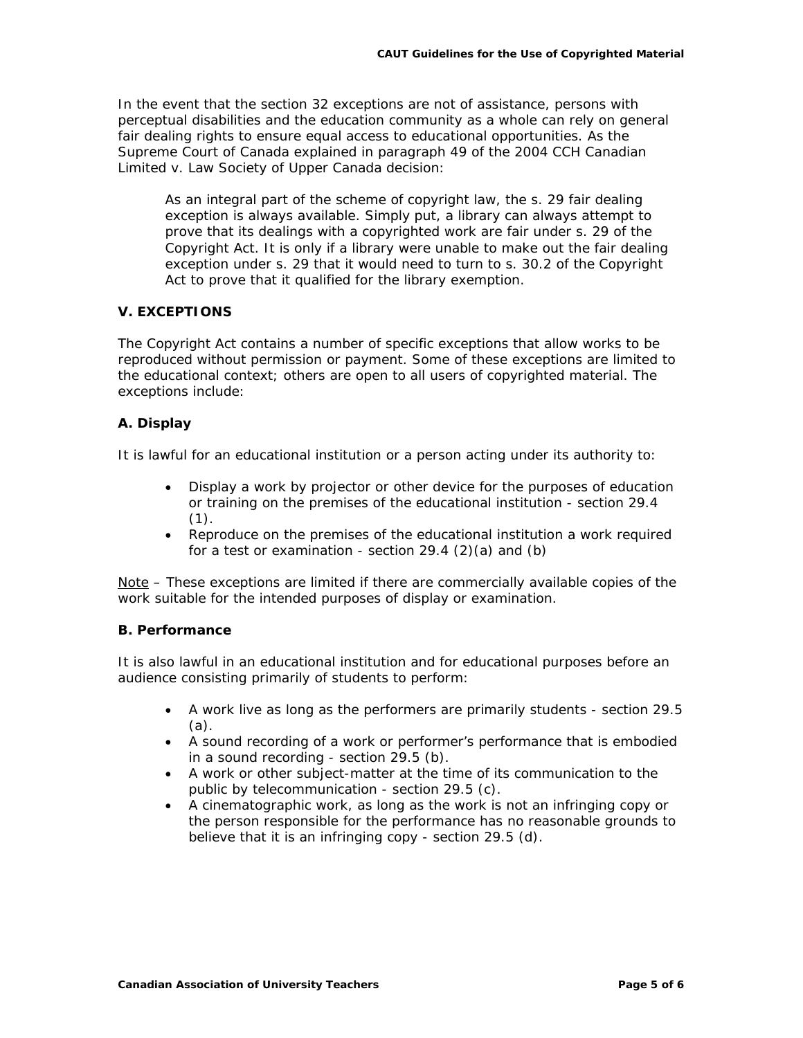In the event that the section 32 exceptions are not of assistance, persons with perceptual disabilities and the education community as a whole can rely on general fair dealing rights to ensure equal access to educational opportunities. As the Supreme Court of Canada explained in paragraph 49 of the 2004 CCH Canadian Limited v. Law Society of Upper Canada decision:

> As an integral part of the scheme of copyright law, the s. 29 fair dealing exception is always available. Simply put, a library can always attempt to prove that its dealings with a copyrighted work are fair under s. 29 of the Copyright Act. It is only if a library were unable to make out the fair dealing exception under s. 29 that it would need to turn to s. 30.2 of the Copyright Act to prove that it qualified for the library exemption.

## V. EXCEPTIONS

The Copyright Act contains a number of specific exceptions that allow works to be reproduced without permission or payment. Some of these exceptions are limited to the educational context; others are open to all users of copyrighted material. The exceptions include:

### A. Display

It is lawful for an educational institution or a person acting under its authority to:

- Display a work by projector or other device for the purposes of education or training on the premises of the educational institution - section 29.4 (1).
- Reproduce on the premises of the educational institution a work required for a test or examination - section 29.4 (2)(a) and (b)

<u>Note</u> – These exceptions are limited if there are commercially available copies of the work suitable for the intended purposes of display or examination.

### B. Performance

It is also lawful in an educational institution and for educational purposes before an audience consisting primarily of students to perform:

- A work live as long as the performers are primarily students - section 29.5 (a).
- A sound recording of a work or performer's performance that is embodied in a sound recording - section 29.5 (b).
- A work or other subject-matter at the time of its communication to the public by telecommunication - section 29.5 (c).
- A cinematographic work, as long as the work is not an infringing copy or the person responsible for the performance has no reasonable grounds to believe that it is an infringing copy - section 29.5 (d).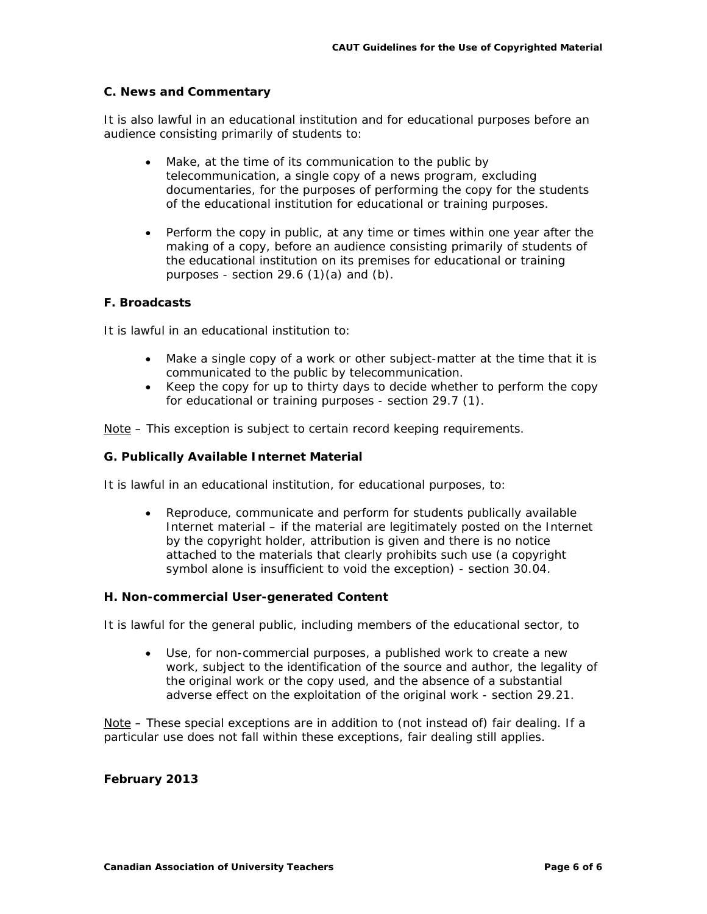### C. News and Commentary

It is also lawful in an educational institution and for educational purposes before an audience consisting primarily of students to:

- Make, at the time of its communication to the public by telecommunication, a single copy of a news program, excluding documentaries, for the purposes of performing the copy for the students of the educational institution for educational or training purposes.

- Perform the copy in public, at any time or times within one year after the making of a copy, before an audience consisting primarily of students of the educational institution on its premises for educational or training purposes - section 29.6 (1)(a) and (b).

### F. Broadcasts

It is lawful in an educational institution to:

- Make a single copy of a work or other subject-matter at the time that it is communicated to the public by telecommunication.
- Keep the copy for up to thirty days to decide whether to perform the copy for educational or training purposes - section 29.7 (1).

Note – This exception is subject to certain record keeping requirements.

### G. Publically Available Internet Material

It is lawful in an educational institution, for educational purposes, to:

- Reproduce, communicate and perform for students publically available Internet material – if the material are legitimately posted on the Internet by the copyright holder, attribution is given and there is no notice attached to the materials that clearly prohibits such use (a copyright symbol alone is insufficient to void the exception) - section 30.04.

### H. Non-commercial User-generated Content

It is lawful for the general public, including members of the educational sector, to

- Use, for non-commercial purposes, a published work to create a new work, subject to the identification of the source and author, the legality of the original work or the copy used, and the absence of a substantial adverse effect on the exploitation of the original work - section 29.21.

Note – These special exceptions are in addition to (not instead of) fair dealing. If a particular use does not fall within these exceptions, fair dealing still applies.

**February 2013**